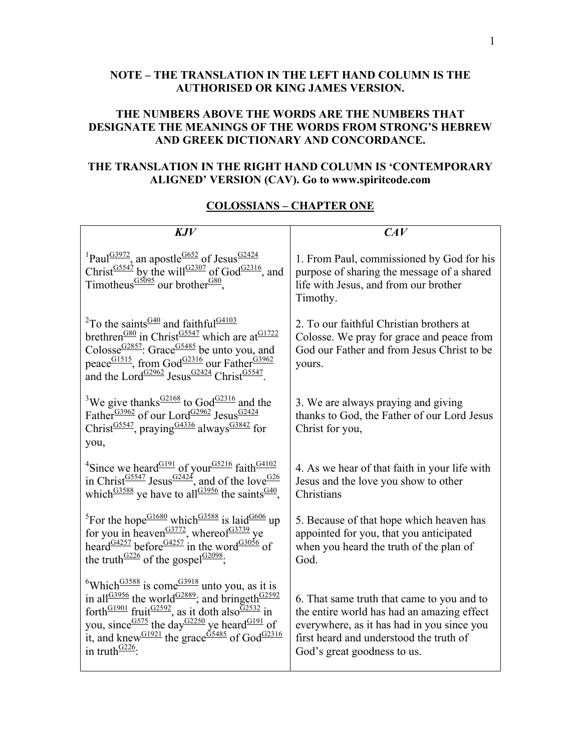**NOTE – THE TRANSLATION IN THE LEFT HAND COLUMN IS THE AUTHORISED OR KING JAMES VERSION.**

**THE NUMBERS ABOVE THE WORDS ARE THE NUMBERS THAT DESIGNATE THE MEANINGS OF THE WORDS FROM STRONG'S HEBREW AND GREEK DICTIONARY AND CONCORDANCE.**

**THE TRANSLATION IN THE RIGHT HAND COLUMN IS 'CONTEMPORARY ALIGNED' VERSION (CAV). Go to www.spiritcode.com**

## COLOSSIANS – CHAPTER ONE

| *KJV* | *CAV* |
|---|---|
| [1]Paul[G3972], an apostle[G652] of Jesus[G2424] Christ[G5547] by the will[G2307] of God[G2316], and Timotheus[G5095] our brother[G80], | 1. From Paul, commissioned by God for his purpose of sharing the message of a shared life with Jesus, and from our brother Timothy. |
| [2]To the saints[G40] and faithful[G4103] brethren[G80] in Christ[G5547] which are at[G1722] Colosse[G2857]: Grace[G5485] be unto you, and peace[G1515], from God[G2316] our Father[G3962] and the Lord[G2962] Jesus[G2424] Christ[G5547]. | 2. To our faithful Christian brothers at Colosse. We pray for grace and peace from God our Father and from Jesus Christ to be yours. |
| [3]We give thanks[G2168] to God[G2316] and the Father[G3962] of our Lord[G2962] Jesus[G2424] Christ[G5547], praying[G4336] always[G3842] for you, | 3. We are always praying and giving thanks to God, the Father of our Lord Jesus Christ for you, |
| [4]Since we heard[G191] of your[G5216] faith[G4102] in Christ[G5547] Jesus[G2424], and of the love[G26] which[G3588] ye have to all[G3956] the saints[G40], | 4. As we hear of that faith in your life with Jesus and the love you show to other Christians |
| [5]For the hope[G1680] which[G3588] is laid[G606] up for you in heaven[G3772], whereof[G3739] ye heard[G4257] before[G4257] in the word[G3056] of the truth[G226] of the gospel[G2098]; | 5. Because of that hope which heaven has appointed for you, that you anticipated when you heard the truth of the plan of God. |
| [6]Which[G3588] is come[G3918] unto you, as it is in all[G3956] the world[G2889]; and bringeth[G2592] forth[G1901] fruit[G2592], as it doth also[G2532] in you, since[G575] the day[G2250] ye heard[G191] of it, and knew[G1921] the grace[G5485] of God[G2316] in truth[G226]: | 6. That same truth that came to you and to the entire world has had an amazing effect everywhere, as it has had in you since you first heard and understood the truth of God's great goodness to us. |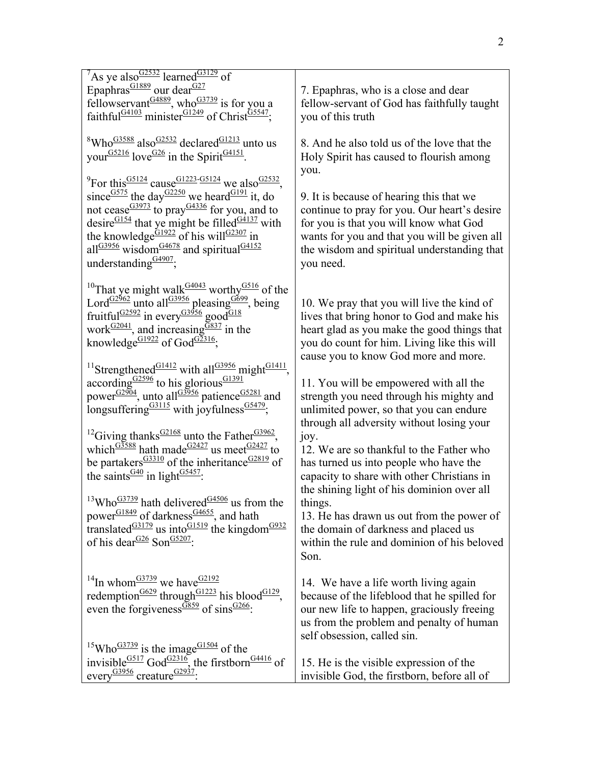| | |
|---|---|
| [7]As ye also[G2532] learned[G3129] of Epaphras[G1889] our dear[G27] fellowservant[G4889], who[G3739] is for you a faithful[G4103] minister[G1249] of Christ[G5547]; | 7. Epaphras, who is a close and dear fellow-servant of God has faithfully taught you of this truth |
| [8]Who[G3588] also[G2532] declared[G1213] unto us your[G5216] love[G26] in the Spirit[G4151]. | 8. And he also told us of the love that the Holy Spirit has caused to flourish among you. |
| [9]For this[G5124] cause[G1223-G5124] we also[G2532], since[G575] the day[G2250] we heard[G191] it, do not cease[G3973] to pray[G4336] for you, and to desire[G154] that ye might be filled[G4137] with the knowledge[G1922] of his will[G2307] in all[G3956] wisdom[G4678] and spiritual[G4152] understanding[G4907]; | 9. It is because of hearing this that we continue to pray for you. Our heart's desire for you is that you will know what God wants for you and that you will be given all the wisdom and spiritual understanding that you need. |
| [10]That ye might walk[G4043] worthy[G516] of the Lord[G2962] unto all[G3956] pleasing[G699], being fruitful[G2592] in every[G3956] good[G18] work[G2041], and increasing[G837] in the knowledge[G1922] of God[G2316]; | 10. We pray that you will live the kind of lives that bring honor to God and make his heart glad as you make the good things that you do count for him. Living like this will cause you to know God more and more. |
| [11]Strengthened[G1412] with all[G3956] might[G1411], according[G2596] to his glorious[G1391] power[G2904], unto all[G3956] patience[G5281] and longsuffering[G3115] with joyfulness[G5479]; | 11. You will be empowered with all the strength you need through his mighty and unlimited power, so that you can endure through all adversity without losing your joy. |
| [12]Giving thanks[G2168] unto the Father[G3962], which[G3588] hath made[G2427] us meet[G2427] to be partakers[G3310] of the inheritance[G2819] of the saints[G40] in light[G5457]: | 12. We are so thankful to the Father who has turned us into people who have the capacity to share with other Christians in the shining light of his dominion over all things. |
| [13]Who[G3739] hath delivered[G4506] us from the power[G1849] of darkness[G4655], and hath translated[G3179] us into[G1519] the kingdom[G932] of his dear[G26] Son[G5207]: | 13. He has drawn us out from the power of the domain of darkness and placed us within the rule and dominion of his beloved Son. |
| [14]In whom[G3739] we have[G2192] redemption[G629] through[G1223] his blood[G129], even the forgiveness[G859] of sins[G266]: | 14. We have a life worth living again because of the lifeblood that he spilled for our new life to happen, graciously freeing us from the problem and penalty of human self obsession, called sin. |
| [15]Who[G3739] is the image[G1504] of the invisible[G517] God[G2316], the firstborn[G4416] of every[G3956] creature[G2937]: | 15. He is the visible expression of the invisible God, the firstborn, before all of |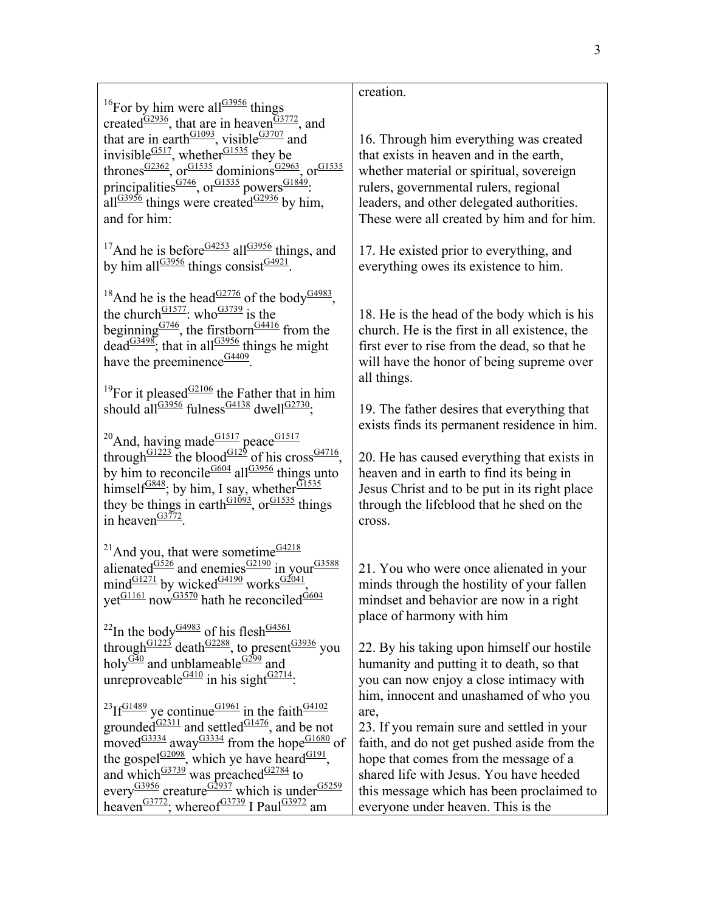| | |
|---|---|
| | creation. |
| [16]For by him were all[G3956] things created[G2936], that are in heaven[G3772], and that are in earth[G1093], visible[G3707] and invisible[G517], whether[G1535] they be thrones[G2362], or[G1535] dominions[G2963], or[G1535] principalities[G746], or[G1535] powers[G1849]: all[G3956] things were created[G2936] by him, and for him: | 16. Through him everything was created that exists in heaven and in the earth, whether material or spiritual, sovereign rulers, governmental rulers, regional leaders, and other delegated authorities. These were all created by him and for him. |
| [17]And he is before[G4253] all[G3956] things, and by him all[G3956] things consist[G4921]. | 17. He existed prior to everything, and everything owes its existence to him. |
| [18]And he is the head[G2776] of the body[G4983], the church[G1577]: who[G3739] is the beginning[G746], the firstborn[G4416] from the dead[G3498]; that in all[G3956] things he might have the preeminence[G4409]. | 18. He is the head of the body which is his church. He is the first in all existence, the first ever to rise from the dead, so that he will have the honor of being supreme over all things. |
| [19]For it pleased[G2106] the Father that in him should all[G3956] fulness[G4138] dwell[G2730]; | 19. The father desires that everything that exists finds its permanent residence in him. |
| [20]And, having made[G1517] peace[G1517] through[G1223] the blood[G129] of his cross[G4716], by him to reconcile[G604] all[G3956] things unto himself[G848]; by him, I say, whether[G1535] they be things in earth[G1093], or[G1535] things in heaven[G3772]. | 20. He has caused everything that exists in heaven and in earth to find its being in Jesus Christ and to be put in its right place through the lifeblood that he shed on the cross. |
| [21]And you, that were sometime[G4218] alienated[G526] and enemies[G2190] in your[G3588] mind[G1271] by wicked[G4190] works[G2041], yet[G1161] now[G3570] hath he reconciled[G604] | 21. You who were once alienated in your minds through the hostility of your fallen mindset and behavior are now in a right place of harmony with him |
| [22]In the body[G4983] of his flesh[G4561] through[G1223] death[G2288], to present[G3936] you holy[G40] and unblameable[G299] and unreproveable[G410] in his sight[G2714]: | 22. By his taking upon himself our hostile humanity and putting it to death, so that you can now enjoy a close intimacy with him, innocent and unashamed of who you are, |
| [23]If[G1489] ye continue[G1961] in the faith[G4102] grounded[G2311] and settled[G1476], and be not moved[G3334] away[G3334] from the hope[G1680] of the gospel[G2098], which ye have heard[G191], and which[G3739] was preached[G2784] to every[G3956] creature[G2937] which is under[G5259] heaven[G3772]; whereof[G3739] I Paul[G3972] am | 23. If you remain sure and settled in your faith, and do not get pushed aside from the hope that comes from the message of a shared life with Jesus. You have heeded this message which has been proclaimed to everyone under heaven. This is the |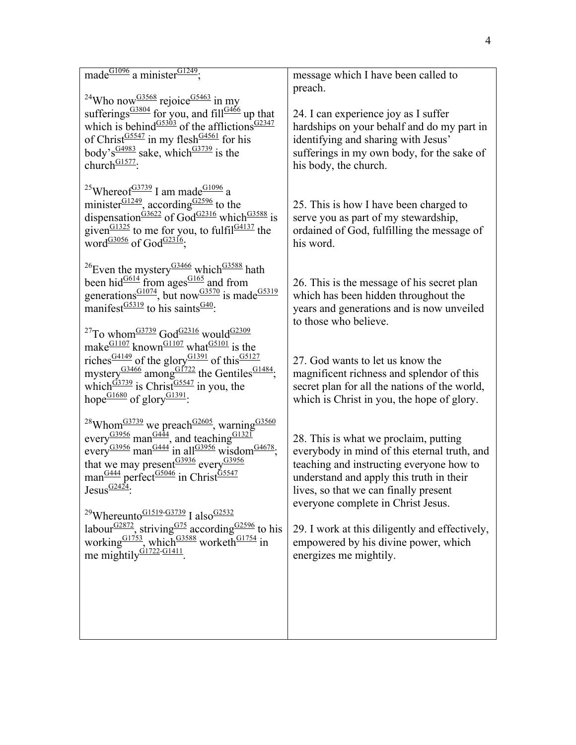| | |
|---|---|
| made[G1096] a minister[G1249]; | message which I have been called to preach. |
| [24]Who now[G3568] rejoice[G5463] in my sufferings[G3804] for you, and fill[G466] up that which is behind[G5303] of the afflictions[G2347] of Christ[G5547] in my flesh[G4561] for his body's[G4983] sake, which[G3739] is the church[G1577]: | 24. I can experience joy as I suffer hardships on your behalf and do my part in identifying and sharing with Jesus' sufferings in my own body, for the sake of his body, the church. |
| [25]Whereof[G3739] I am made[G1096] a minister[G1249], according[G2596] to the dispensation[G3622] of God[G2316] which[G3588] is given[G1325] to me for you, to fulfil[G4137] the word[G3056] of God[G2316]; | 25. This is how I have been charged to serve you as part of my stewardship, ordained of God, fulfilling the message of his word. |
| [26]Even the mystery[G3466] which[G3588] hath been hid[G614] from ages[G165] and from generations[G1074], but now[G3570] is made[G5319] manifest[G5319] to his saints[G40]: | 26. This is the message of his secret plan which has been hidden throughout the years and generations and is now unveiled to those who believe. |
| [27]To whom[G3739] God[G2316] would[G2309] make[G1107] known[G1107] what[G5101] is the riches[G4149] of the glory[G1391] of this[G5127] mystery[G3466] among[G1722] the Gentiles[G1484]; which[G3739] is Christ[G5547] in you, the hope[G1680] of glory[G1391]: | 27. God wants to let us know the magnificent richness and splendor of this secret plan for all the nations of the world, which is Christ in you, the hope of glory. |
| [28]Whom[G3739] we preach[G2605], warning[G3560] every[G3956] man[G444], and teaching[G1321] every[G3956] man[G444] in all[G3956] wisdom[G4678]; that we may present[G3936] every[G3956] man[G444] perfect[G5046] in Christ[G5547] Jesus[G2424]: | 28. This is what we proclaim, putting everybody in mind of this eternal truth, and teaching and instructing everyone how to understand and apply this truth in their lives, so that we can finally present everyone complete in Christ Jesus. |
| [29]Whereunto[G1519-G3739] I also[G2532] labour[G2872], striving[G75] according[G2596] to his working[G1753], which[G3588] worketh[G1754] in me mightily[G1722-G1411]. | 29. I work at this diligently and effectively, empowered by his divine power, which energizes me mightily. |